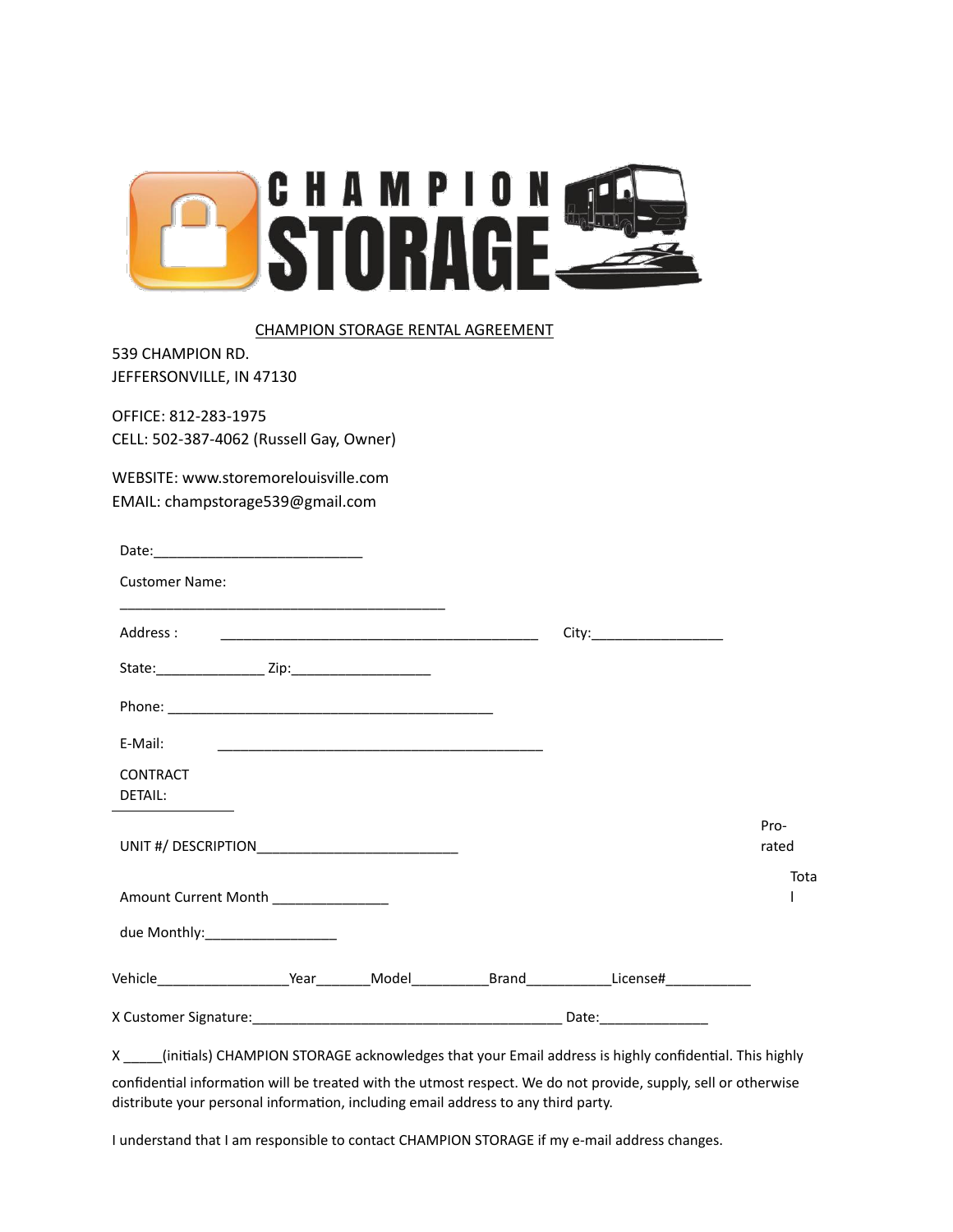# CHAMPION STORAGE

CHAMPION STORAGE RENTAL AGREEMENT

539 CHAMPION RD.
JEFFERSONVILLE, IN 47130

OFFICE: 812-283-1975
CELL: 502-387-4062 (Russell Gay, Owner)

WEBSITE: www.storemorelouisville.com
EMAIL: champstorage539@gmail.com

Date:___________________________

Customer Name:

___________________________________________

Address : __________________________________________ City:_________________

State:______________ Zip:__________________

Phone: ___________________________________________

E-Mail: ___________________________________________

CONTRACT DETAIL:

UNIT #/ DESCRIPTION__________________________ Pro-rated

Amount Current Month _______________ Total

due Monthly:_________________

Vehicle_________________Year_______Model__________Brand___________License#___________

X Customer Signature:________________________________________ Date:______________

X _____(initials) CHAMPION STORAGE acknowledges that your Email address is highly confidential. This highly confidential information will be treated with the utmost respect. We do not provide, supply, sell or otherwise distribute your personal information, including email address to any third party.

I understand that I am responsible to contact CHAMPION STORAGE if my e-mail address changes.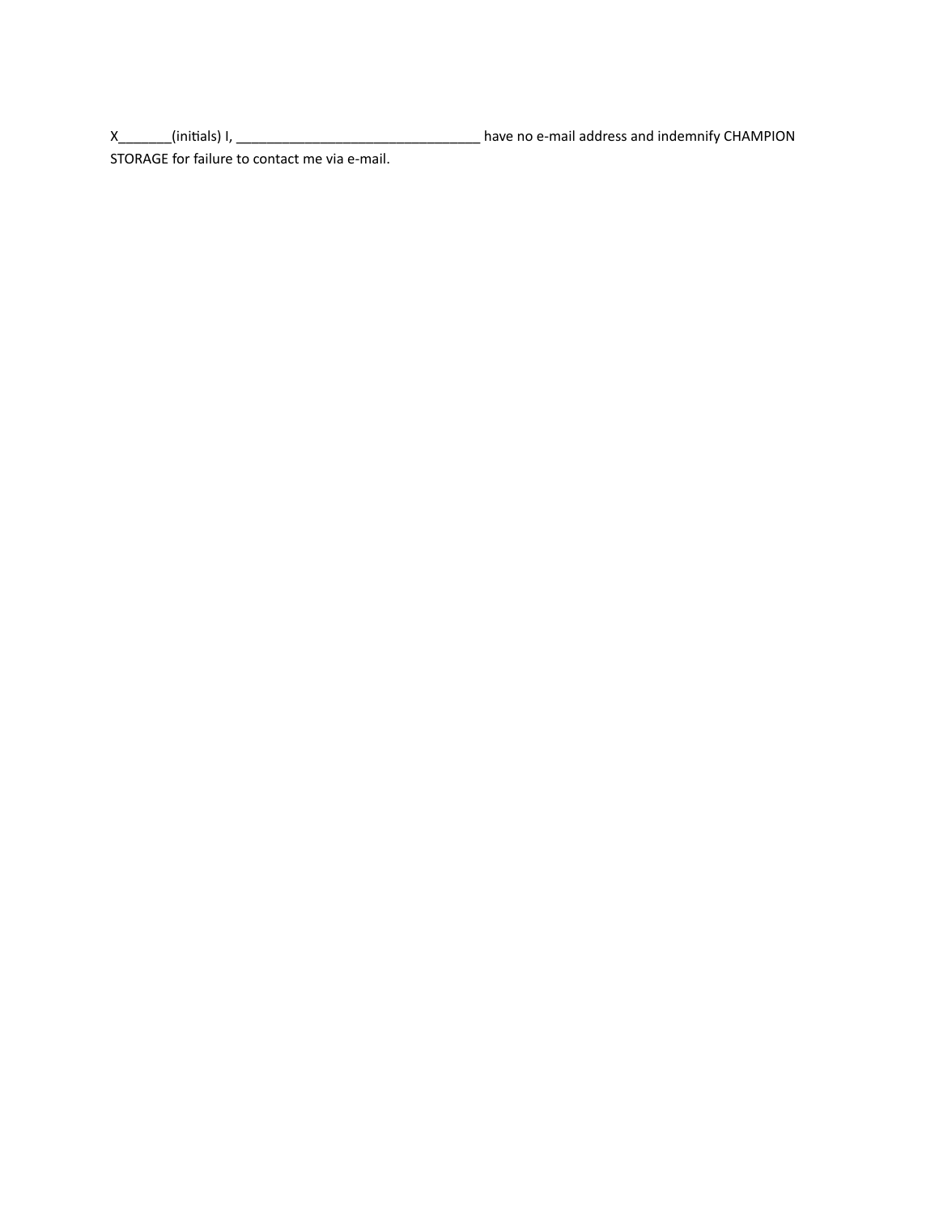X_______(initials) I, _________________________________ have no e-mail address and indemnify CHAMPION STORAGE for failure to contact me via e-mail.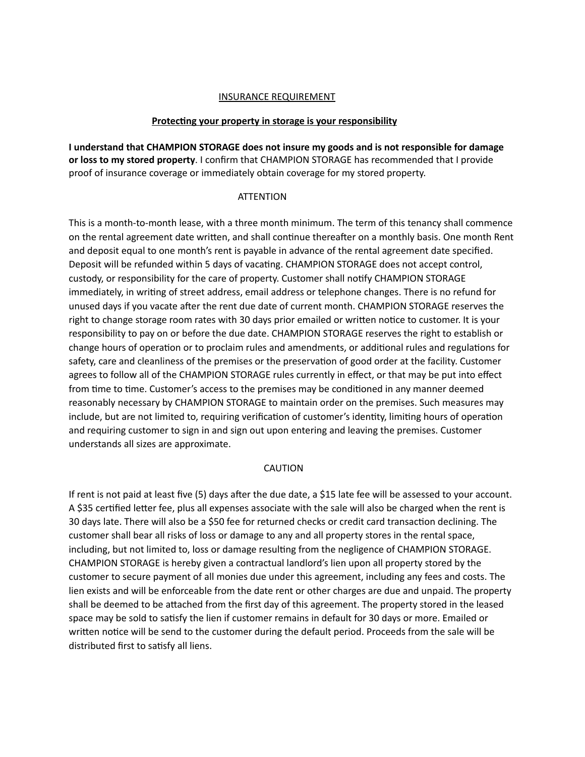## INSURANCE REQUIREMENT

**Protecting your property in storage is your responsibility**

**I understand that CHAMPION STORAGE does not insure my goods and is not responsible for damage or loss to my stored property**. I confirm that CHAMPION STORAGE has recommended that I provide proof of insurance coverage or immediately obtain coverage for my stored property.

## ATTENTION

This is a month-to-month lease, with a three month minimum. The term of this tenancy shall commence on the rental agreement date written, and shall continue thereafter on a monthly basis. One month Rent and deposit equal to one month's rent is payable in advance of the rental agreement date specified. Deposit will be refunded within 5 days of vacating. CHAMPION STORAGE does not accept control, custody, or responsibility for the care of property. Customer shall notify CHAMPION STORAGE immediately, in writing of street address, email address or telephone changes. There is no refund for unused days if you vacate after the rent due date of current month. CHAMPION STORAGE reserves the right to change storage room rates with 30 days prior emailed or written notice to customer. It is your responsibility to pay on or before the due date. CHAMPION STORAGE reserves the right to establish or change hours of operation or to proclaim rules and amendments, or additional rules and regulations for safety, care and cleanliness of the premises or the preservation of good order at the facility. Customer agrees to follow all of the CHAMPION STORAGE rules currently in effect, or that may be put into effect from time to time. Customer's access to the premises may be conditioned in any manner deemed reasonably necessary by CHAMPION STORAGE to maintain order on the premises. Such measures may include, but are not limited to, requiring verification of customer's identity, limiting hours of operation and requiring customer to sign in and sign out upon entering and leaving the premises. Customer understands all sizes are approximate.

## CAUTION

If rent is not paid at least five (5) days after the due date, a $15 late fee will be assessed to your account. A $35 certified letter fee, plus all expenses associate with the sale will also be charged when the rent is 30 days late. There will also be a $50 fee for returned checks or credit card transaction declining. The customer shall bear all risks of loss or damage to any and all property stores in the rental space, including, but not limited to, loss or damage resulting from the negligence of CHAMPION STORAGE. CHAMPION STORAGE is hereby given a contractual landlord's lien upon all property stored by the customer to secure payment of all monies due under this agreement, including any fees and costs. The lien exists and will be enforceable from the date rent or other charges are due and unpaid. The property shall be deemed to be attached from the first day of this agreement. The property stored in the leased space may be sold to satisfy the lien if customer remains in default for 30 days or more. Emailed or written notice will be send to the customer during the default period. Proceeds from the sale will be distributed first to satisfy all liens.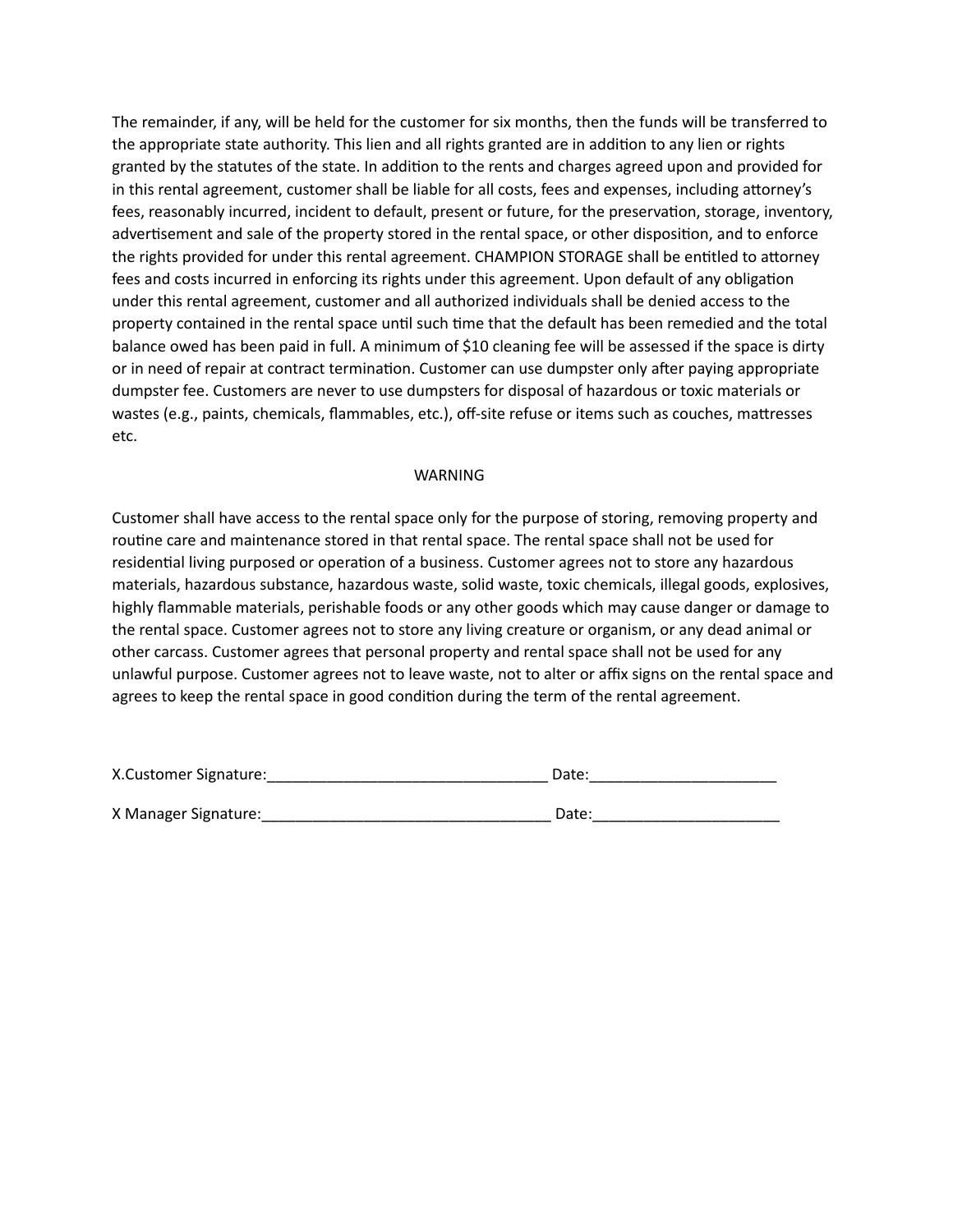The remainder, if any, will be held for the customer for six months, then the funds will be transferred to the appropriate state authority. This lien and all rights granted are in addition to any lien or rights granted by the statutes of the state. In addition to the rents and charges agreed upon and provided for in this rental agreement, customer shall be liable for all costs, fees and expenses, including attorney's fees, reasonably incurred, incident to default, present or future, for the preservation, storage, inventory, advertisement and sale of the property stored in the rental space, or other disposition, and to enforce the rights provided for under this rental agreement. CHAMPION STORAGE shall be entitled to attorney fees and costs incurred in enforcing its rights under this agreement. Upon default of any obligation under this rental agreement, customer and all authorized individuals shall be denied access to the property contained in the rental space until such time that the default has been remedied and the total balance owed has been paid in full. A minimum of $10 cleaning fee will be assessed if the space is dirty or in need of repair at contract termination. Customer can use dumpster only after paying appropriate dumpster fee. Customers are never to use dumpsters for disposal of hazardous or toxic materials or wastes (e.g., paints, chemicals, flammables, etc.), off-site refuse or items such as couches, mattresses etc.

WARNING

Customer shall have access to the rental space only for the purpose of storing, removing property and routine care and maintenance stored in that rental space. The rental space shall not be used for residential living purposed or operation of a business. Customer agrees not to store any hazardous materials, hazardous substance, hazardous waste, solid waste, toxic chemicals, illegal goods, explosives, highly flammable materials, perishable foods or any other goods which may cause danger or damage to the rental space. Customer agrees not to store any living creature or organism, or any dead animal or other carcass. Customer agrees that personal property and rental space shall not be used for any unlawful purpose. Customer agrees not to leave waste, not to alter or affix signs on the rental space and agrees to keep the rental space in good condition during the term of the rental agreement.

X.Customer Signature:_________________________________ Date:______________________

X Manager Signature:__________________________________ Date:______________________